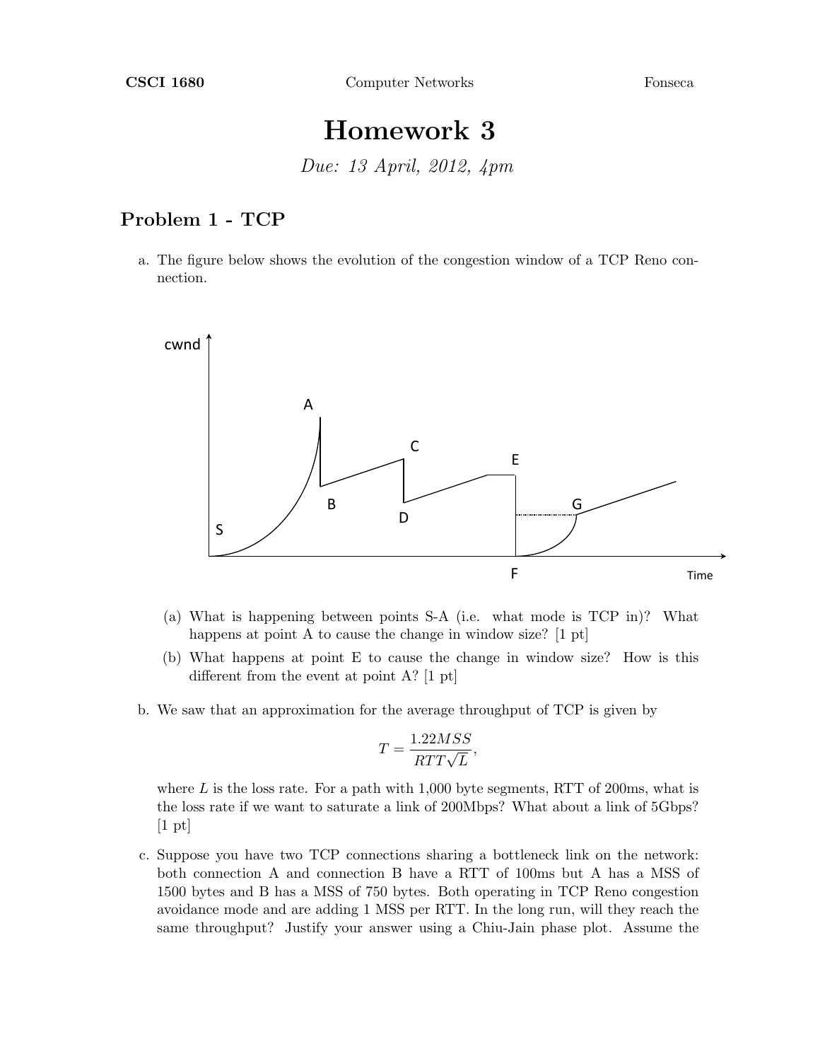CSCI 1680 Computer Networks Fonseca

# Homework 3

*Due: 13 April, 2012, 4pm*

## Problem 1 - TCP

a. The figure below shows the evolution of the congestion window of a TCP Reno connection.

   (a) What is happening between points S-A (i.e. what mode is TCP in)? What happens at point A to cause the change in window size? [1 pt]

   (b) What happens at point E to cause the change in window size? How is this different from the event at point A? [1 pt]

b. We saw that an approximation for the average throughput of TCP is given by

$$T = \frac{1.22MSS}{RTT\sqrt{L}},$$

where $L$ is the loss rate. For a path with 1,000 byte segments, RTT of 200ms, what is the loss rate if we want to saturate a link of 200Mbps? What about a link of 5Gbps? [1 pt]

c. Suppose you have two TCP connections sharing a bottleneck link on the network: both connection A and connection B have a RTT of 100ms but A has a MSS of 1500 bytes and B has a MSS of 750 bytes. Both operating in TCP Reno congestion avoidance mode and are adding 1 MSS per RTT. In the long run, will they reach the same throughput? Justify your answer using a Chiu-Jain phase plot. Assume the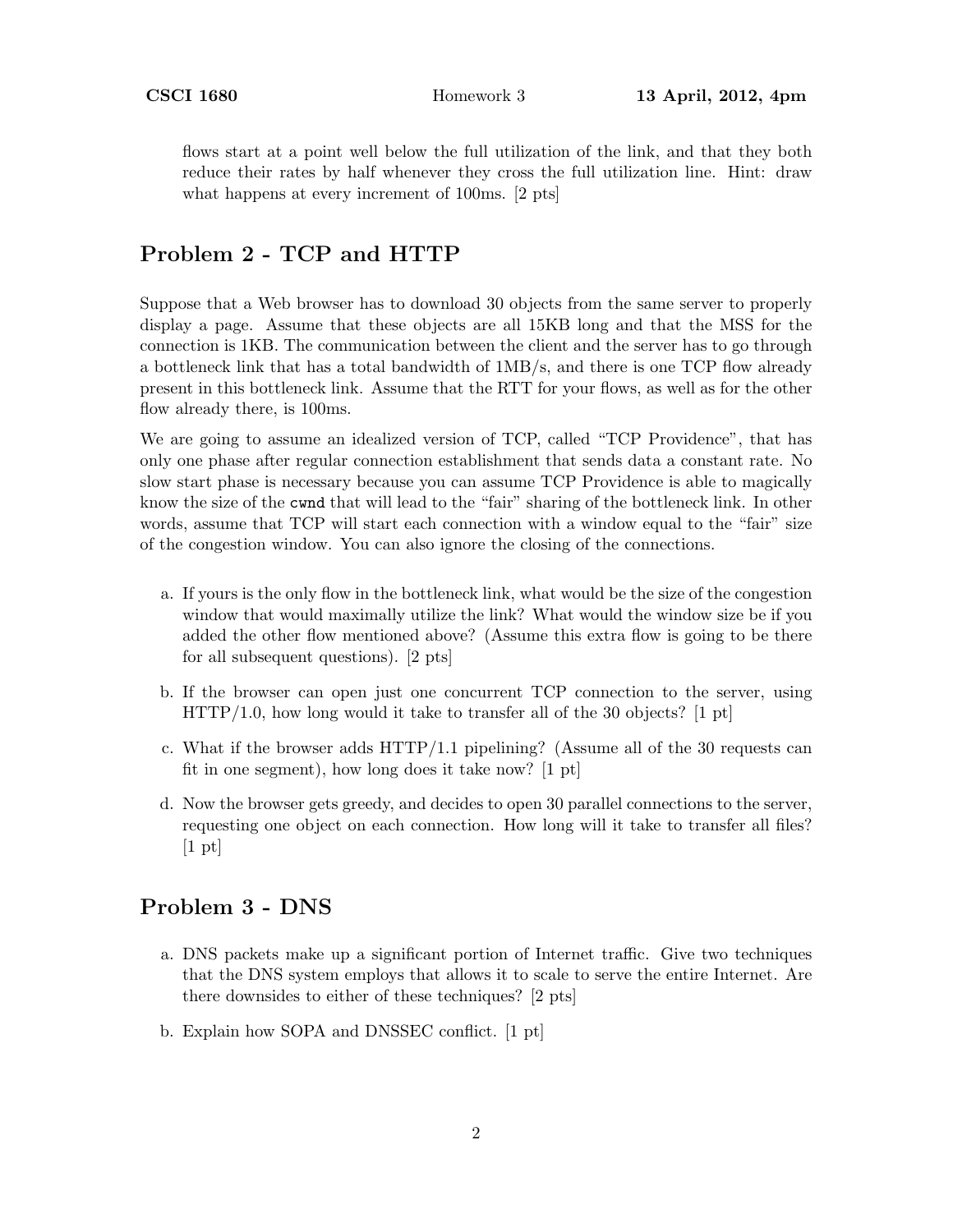flows start at a point well below the full utilization of the link, and that they both reduce their rates by half whenever they cross the full utilization line. Hint: draw what happens at every increment of 100ms. [2 pts]

## Problem 2 - TCP and HTTP

Suppose that a Web browser has to download 30 objects from the same server to properly display a page. Assume that these objects are all 15KB long and that the MSS for the connection is 1KB. The communication between the client and the server has to go through a bottleneck link that has a total bandwidth of 1MB/s, and there is one TCP flow already present in this bottleneck link. Assume that the RTT for your flows, as well as for the other flow already there, is 100ms.

We are going to assume an idealized version of TCP, called "TCP Providence", that has only one phase after regular connection establishment that sends data a constant rate. No slow start phase is necessary because you can assume TCP Providence is able to magically know the size of the `cwnd` that will lead to the "fair" sharing of the bottleneck link. In other words, assume that TCP will start each connection with a window equal to the "fair" size of the congestion window. You can also ignore the closing of the connections.

a. If yours is the only flow in the bottleneck link, what would be the size of the congestion window that would maximally utilize the link? What would the window size be if you added the other flow mentioned above? (Assume this extra flow is going to be there for all subsequent questions). [2 pts]

b. If the browser can open just one concurrent TCP connection to the server, using HTTP/1.0, how long would it take to transfer all of the 30 objects? [1 pt]

c. What if the browser adds HTTP/1.1 pipelining? (Assume all of the 30 requests can fit in one segment), how long does it take now? [1 pt]

d. Now the browser gets greedy, and decides to open 30 parallel connections to the server, requesting one object on each connection. How long will it take to transfer all files? [1 pt]

## Problem 3 - DNS

a. DNS packets make up a significant portion of Internet traffic. Give two techniques that the DNS system employs that allows it to scale to serve the entire Internet. Are there downsides to either of these techniques? [2 pts]

b. Explain how SOPA and DNSSEC conflict. [1 pt]